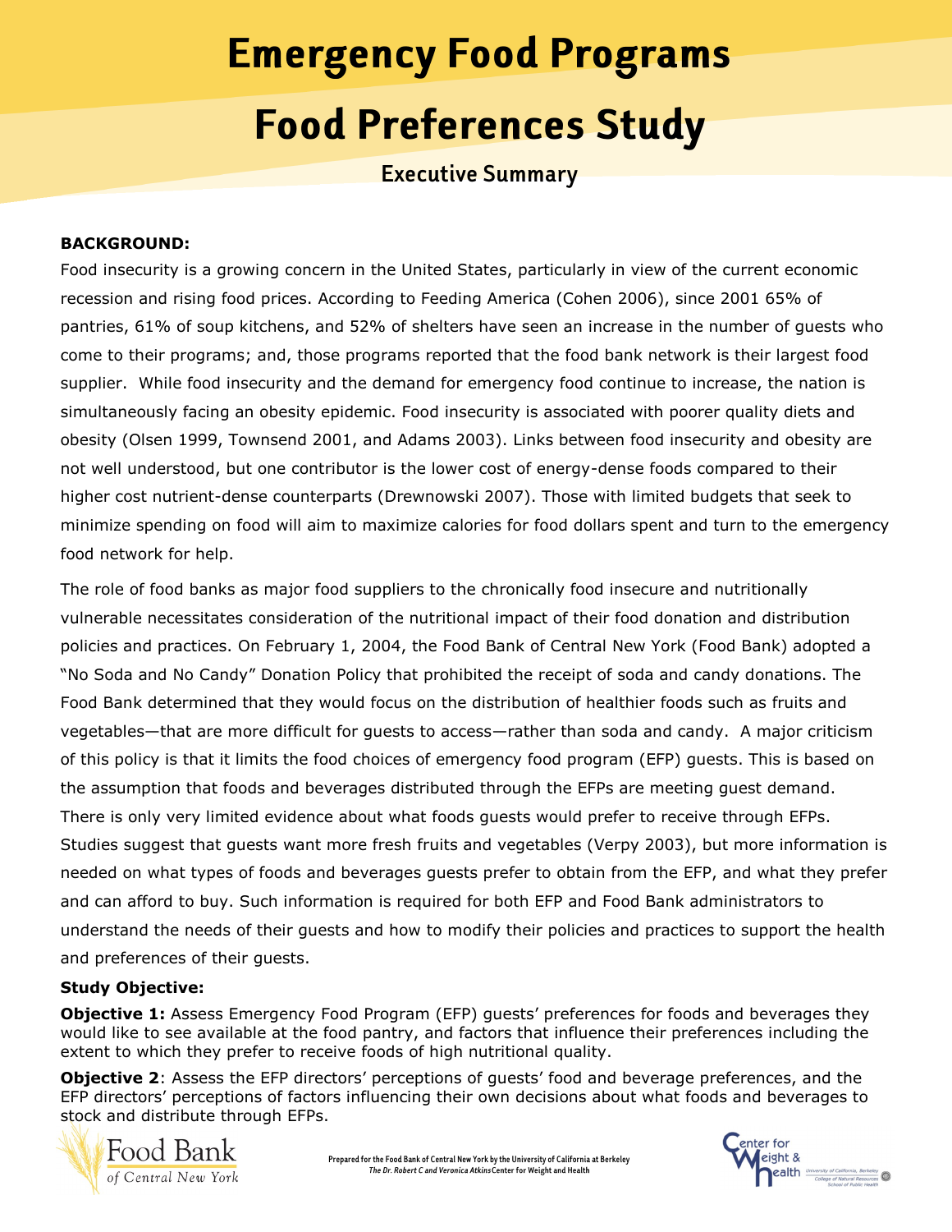# Emergency Food Programs

# Food Preferences Study

## Executive Summary

**BACKGROUND:**

Food insecurity is a growing concern in the United States, particularly in view of the current economic recession and rising food prices. According to Feeding America (Cohen 2006), since 2001 65% of pantries, 61% of soup kitchens, and 52% of shelters have seen an increase in the number of guests who come to their programs; and, those programs reported that the food bank network is their largest food supplier. While food insecurity and the demand for emergency food continue to increase, the nation is simultaneously facing an obesity epidemic. Food insecurity is associated with poorer quality diets and obesity (Olsen 1999, Townsend 2001, and Adams 2003). Links between food insecurity and obesity are not well understood, but one contributor is the lower cost of energy-dense foods compared to their higher cost nutrient-dense counterparts (Drewnowski 2007). Those with limited budgets that seek to minimize spending on food will aim to maximize calories for food dollars spent and turn to the emergency food network for help.

The role of food banks as major food suppliers to the chronically food insecure and nutritionally vulnerable necessitates consideration of the nutritional impact of their food donation and distribution policies and practices. On February 1, 2004, the Food Bank of Central New York (Food Bank) adopted a "No Soda and No Candy" Donation Policy that prohibited the receipt of soda and candy donations. The Food Bank determined that they would focus on the distribution of healthier foods such as fruits and vegetables—that are more difficult for guests to access—rather than soda and candy. A major criticism of this policy is that it limits the food choices of emergency food program (EFP) guests. This is based on the assumption that foods and beverages distributed through the EFPs are meeting guest demand. There is only very limited evidence about what foods guests would prefer to receive through EFPs. Studies suggest that guests want more fresh fruits and vegetables (Verpy 2003), but more information is needed on what types of foods and beverages guests prefer to obtain from the EFP, and what they prefer and can afford to buy. Such information is required for both EFP and Food Bank administrators to understand the needs of their guests and how to modify their policies and practices to support the health and preferences of their guests.

**Study Objective:**

**Objective 1:** Assess Emergency Food Program (EFP) guests' preferences for foods and beverages they would like to see available at the food pantry, and factors that influence their preferences including the extent to which they prefer to receive foods of high nutritional quality.

**Objective 2**: Assess the EFP directors' perceptions of guests' food and beverage preferences, and the EFP directors' perceptions of factors influencing their own decisions about what foods and beverages to stock and distribute through EFPs.

Prepared for the Food Bank of Central New York by the University of California at Berkeley
*The Dr. Robert C and Veronica Atkins* Center for Weight and Health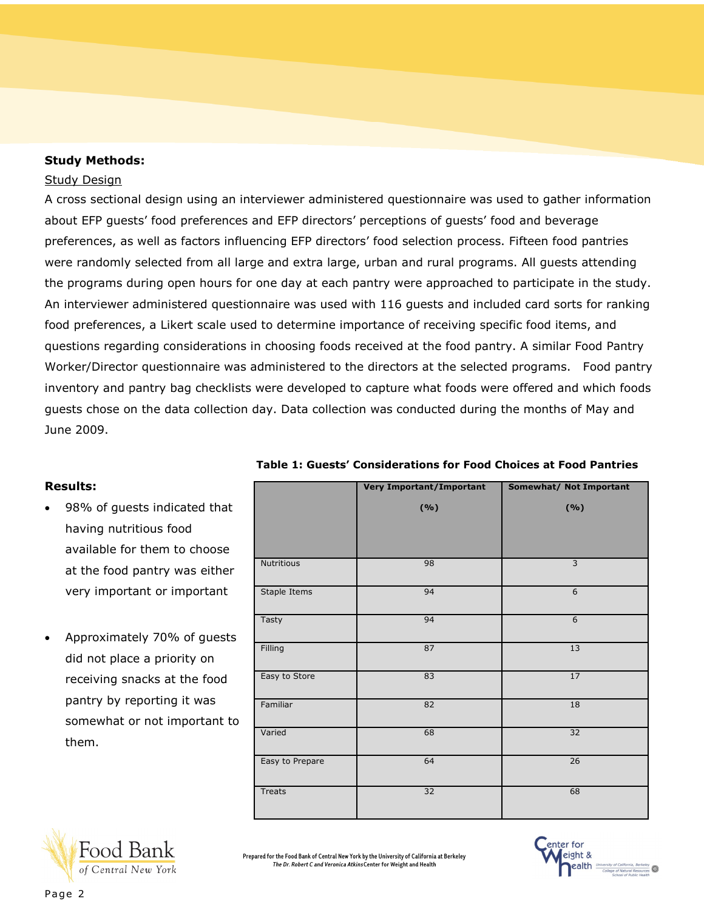**Study Methods:**

Study Design

A cross sectional design using an interviewer administered questionnaire was used to gather information about EFP guests' food preferences and EFP directors' perceptions of guests' food and beverage preferences, as well as factors influencing EFP directors' food selection process. Fifteen food pantries were randomly selected from all large and extra large, urban and rural programs. All guests attending the programs during open hours for one day at each pantry were approached to participate in the study. An interviewer administered questionnaire was used with 116 guests and included card sorts for ranking food preferences, a Likert scale used to determine importance of receiving specific food items, and questions regarding considerations in choosing foods received at the food pantry. A similar Food Pantry Worker/Director questionnaire was administered to the directors at the selected programs. Food pantry inventory and pantry bag checklists were developed to capture what foods were offered and which foods guests chose on the data collection day. Data collection was conducted during the months of May and June 2009.

**Results:**

- 98% of guests indicated that having nutritious food available for them to choose at the food pantry was either very important or important
- Approximately 70% of guests did not place a priority on receiving snacks at the food pantry by reporting it was somewhat or not important to them.

**Table 1: Guests' Considerations for Food Choices at Food Pantries**

| | Very Important/Important (%) | Somewhat/ Not Important (%) |
|---|---|---|
| Nutritious | 98 | 3 |
| Staple Items | 94 | 6 |
| Tasty | 94 | 6 |
| Filling | 87 | 13 |
| Easy to Store | 83 | 17 |
| Familiar | 82 | 18 |
| Varied | 68 | 32 |
| Easy to Prepare | 64 | 26 |
| Treats | 32 | 68 |

Prepared for the Food Bank of Central New York by the University of California at Berkeley
*The Dr. Robert C and Veronica Atkins Center for Weight and Health*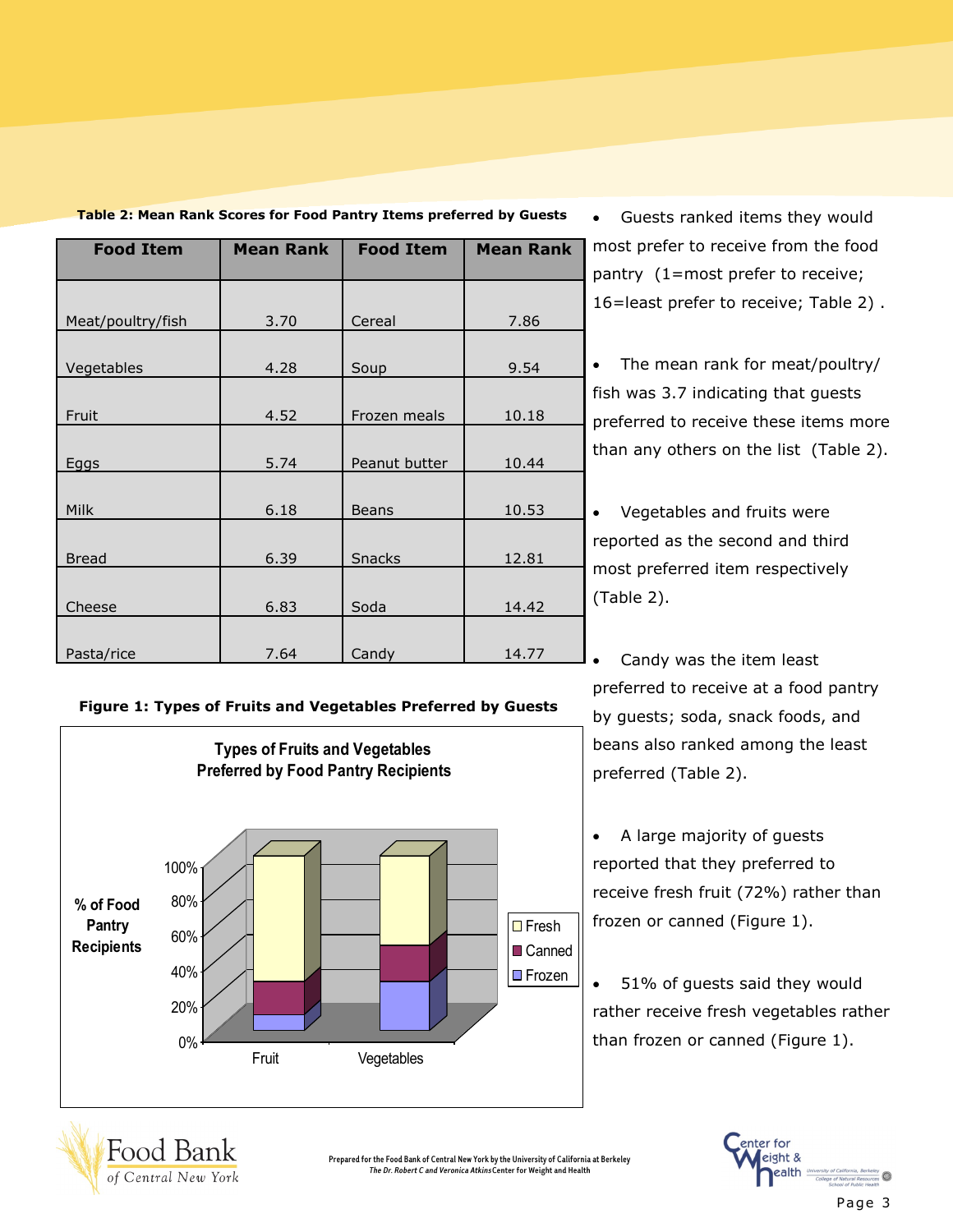**Table 2: Mean Rank Scores for Food Pantry Items preferred by Guests**

| Food Item | Mean Rank | Food Item | Mean Rank |
|---|---|---|---|
| Meat/poultry/fish | 3.70 | Cereal | 7.86 |
| Vegetables | 4.28 | Soup | 9.54 |
| Fruit | 4.52 | Frozen meals | 10.18 |
| Eggs | 5.74 | Peanut butter | 10.44 |
| Milk | 6.18 | Beans | 10.53 |
| Bread | 6.39 | Snacks | 12.81 |
| Cheese | 6.83 | Soda | 14.42 |
| Pasta/rice | 7.64 | Candy | 14.77 |

**Figure 1: Types of Fruits and Vegetables Preferred by Guests**

- Guests ranked items they would most prefer to receive from the food pantry (1=most prefer to receive; 16=least prefer to receive; Table 2) .
- The mean rank for meat/poultry/fish was 3.7 indicating that guests preferred to receive these items more than any others on the list (Table 2).
- Vegetables and fruits were reported as the second and third most preferred item respectively (Table 2).
- Candy was the item least preferred to receive at a food pantry by guests; soda, snack foods, and beans also ranked among the least preferred (Table 2).
- A large majority of guests reported that they preferred to receive fresh fruit (72%) rather than frozen or canned (Figure 1).
- 51% of guests said they would rather receive fresh vegetables rather than frozen or canned (Figure 1).

Prepared for the Food Bank of Central New York by the University of California at Berkeley
*The Dr. Robert C and Veronica Atkins Center for Weight and Health*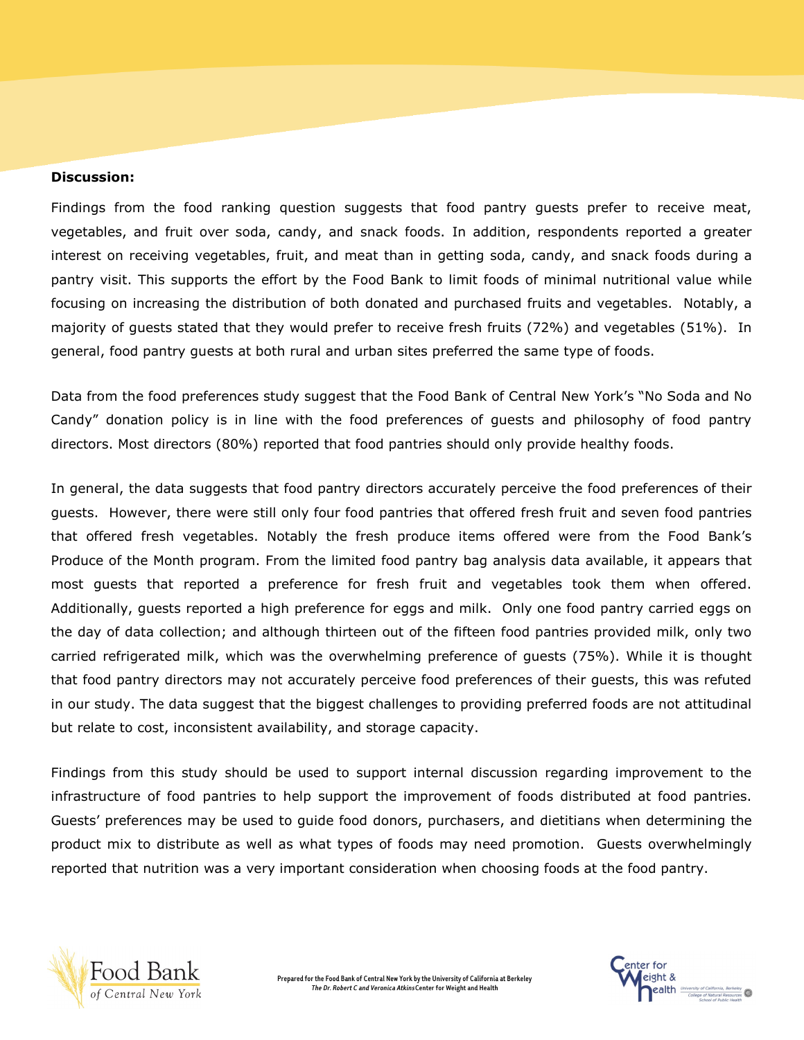**Discussion:**

Findings from the food ranking question suggests that food pantry guests prefer to receive meat, vegetables, and fruit over soda, candy, and snack foods. In addition, respondents reported a greater interest on receiving vegetables, fruit, and meat than in getting soda, candy, and snack foods during a pantry visit. This supports the effort by the Food Bank to limit foods of minimal nutritional value while focusing on increasing the distribution of both donated and purchased fruits and vegetables. Notably, a majority of guests stated that they would prefer to receive fresh fruits (72%) and vegetables (51%). In general, food pantry guests at both rural and urban sites preferred the same type of foods.

Data from the food preferences study suggest that the Food Bank of Central New York's "No Soda and No Candy" donation policy is in line with the food preferences of guests and philosophy of food pantry directors. Most directors (80%) reported that food pantries should only provide healthy foods.

In general, the data suggests that food pantry directors accurately perceive the food preferences of their guests. However, there were still only four food pantries that offered fresh fruit and seven food pantries that offered fresh vegetables. Notably the fresh produce items offered were from the Food Bank's Produce of the Month program. From the limited food pantry bag analysis data available, it appears that most guests that reported a preference for fresh fruit and vegetables took them when offered. Additionally, guests reported a high preference for eggs and milk. Only one food pantry carried eggs on the day of data collection; and although thirteen out of the fifteen food pantries provided milk, only two carried refrigerated milk, which was the overwhelming preference of guests (75%). While it is thought that food pantry directors may not accurately perceive food preferences of their guests, this was refuted in our study. The data suggest that the biggest challenges to providing preferred foods are not attitudinal but relate to cost, inconsistent availability, and storage capacity.

Findings from this study should be used to support internal discussion regarding improvement to the infrastructure of food pantries to help support the improvement of foods distributed at food pantries. Guests' preferences may be used to guide food donors, purchasers, and dietitians when determining the product mix to distribute as well as what types of foods may need promotion. Guests overwhelmingly reported that nutrition was a very important consideration when choosing foods at the food pantry.